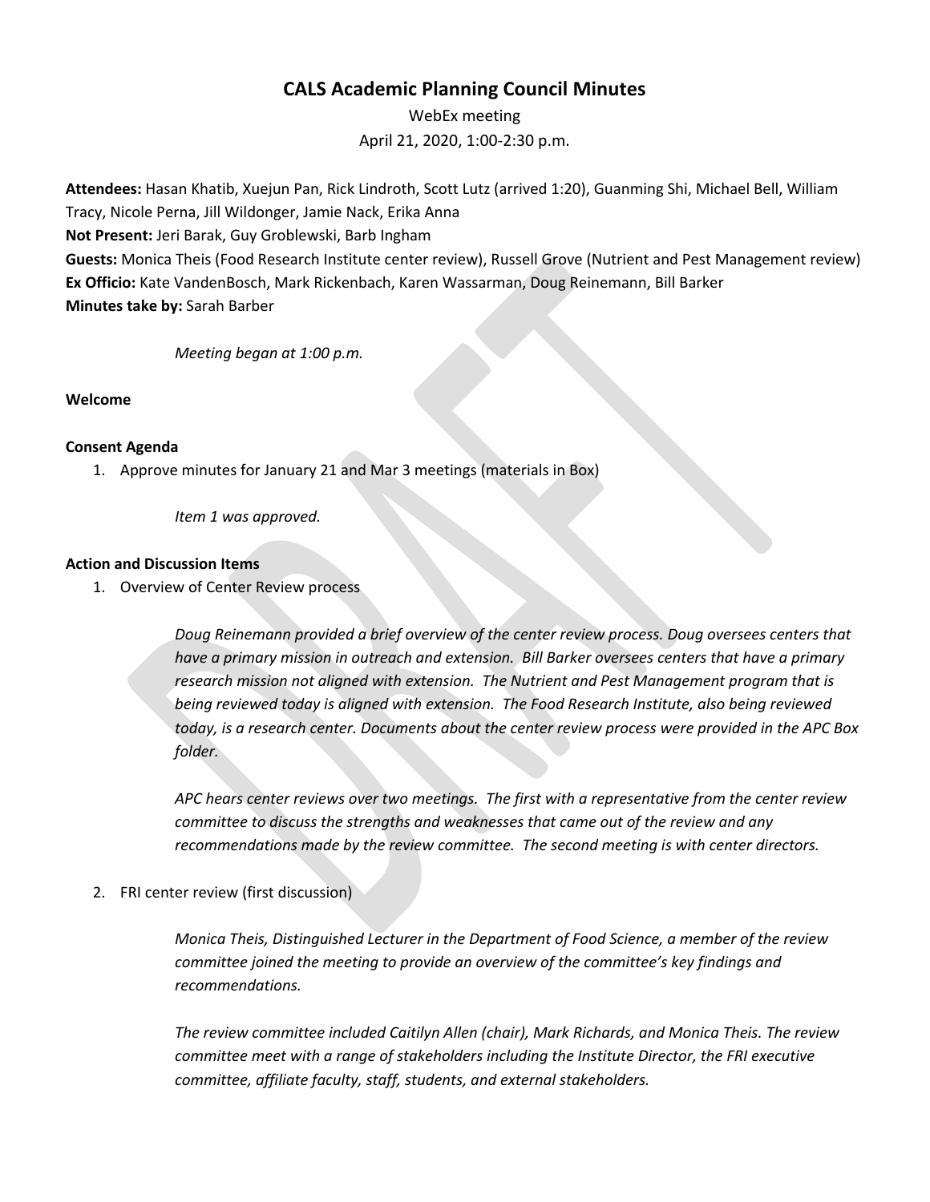# CALS Academic Planning Council Minutes

WebEx meeting

April 21, 2020, 1:00-2:30 p.m.

**Attendees:** Hasan Khatib, Xuejun Pan, Rick Lindroth, Scott Lutz (arrived 1:20), Guanming Shi, Michael Bell, William Tracy, Nicole Perna, Jill Wildonger, Jamie Nack, Erika Anna

**Not Present:** Jeri Barak, Guy Groblewski, Barb Ingham

**Guests:** Monica Theis (Food Research Institute center review), Russell Grove (Nutrient and Pest Management review)

**Ex Officio:** Kate VandenBosch, Mark Rickenbach, Karen Wassarman, Doug Reinemann, Bill Barker

**Minutes take by:** Sarah Barber

*Meeting began at 1:00 p.m.*

**Welcome**

**Consent Agenda**

1. Approve minutes for January 21 and Mar 3 meetings (materials in Box)

   *Item 1 was approved.*

**Action and Discussion Items**

1. Overview of Center Review process

   *Doug Reinemann provided a brief overview of the center review process. Doug oversees centers that have a primary mission in outreach and extension. Bill Barker oversees centers that have a primary research mission not aligned with extension. The Nutrient and Pest Management program that is being reviewed today is aligned with extension. The Food Research Institute, also being reviewed today, is a research center. Documents about the center review process were provided in the APC Box folder.*

   *APC hears center reviews over two meetings. The first with a representative from the center review committee to discuss the strengths and weaknesses that came out of the review and any recommendations made by the review committee. The second meeting is with center directors.*

2. FRI center review (first discussion)

   *Monica Theis, Distinguished Lecturer in the Department of Food Science, a member of the review committee joined the meeting to provide an overview of the committee's key findings and recommendations.*

   *The review committee included Caitilyn Allen (chair), Mark Richards, and Monica Theis. The review committee meet with a range of stakeholders including the Institute Director, the FRI executive committee, affiliate faculty, staff, students, and external stakeholders.*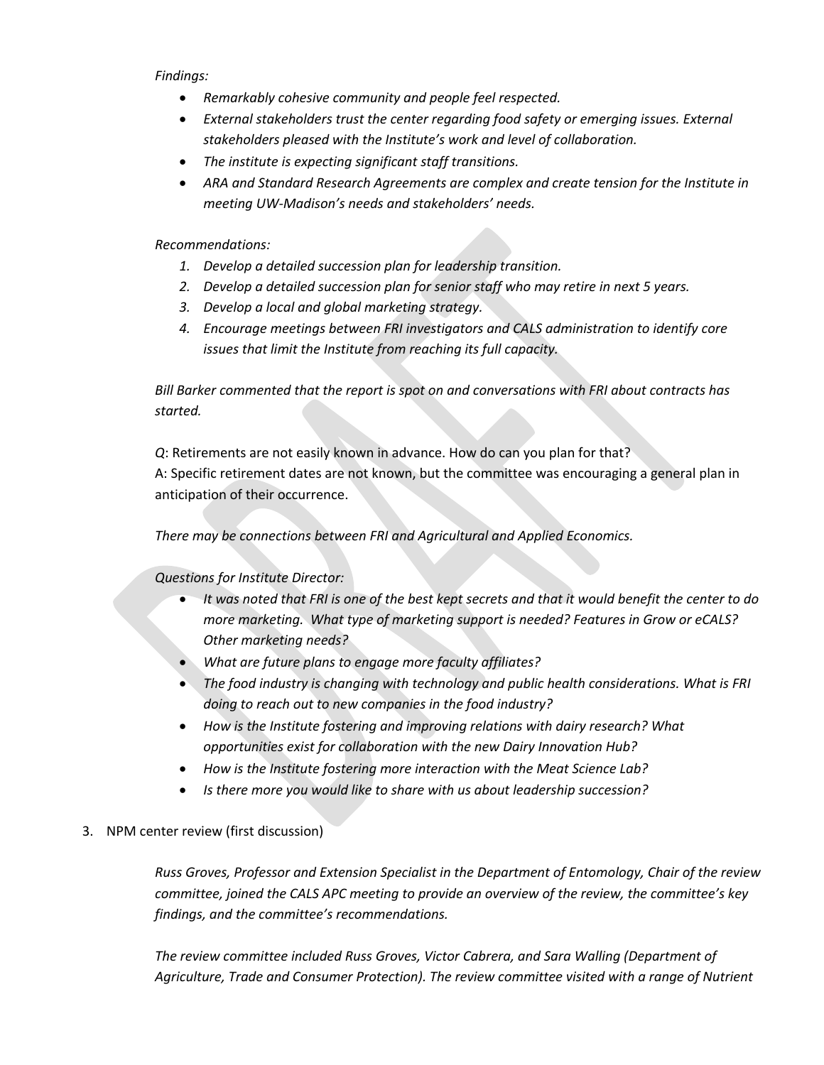*Findings:*

- *Remarkably cohesive community and people feel respected.*
- *External stakeholders trust the center regarding food safety or emerging issues. External stakeholders pleased with the Institute's work and level of collaboration.*
- *The institute is expecting significant staff transitions.*
- *ARA and Standard Research Agreements are complex and create tension for the Institute in meeting UW-Madison's needs and stakeholders' needs.*

*Recommendations:*

1. *Develop a detailed succession plan for leadership transition.*
2. *Develop a detailed succession plan for senior staff who may retire in next 5 years.*
3. *Develop a local and global marketing strategy.*
4. *Encourage meetings between FRI investigators and CALS administration to identify core issues that limit the Institute from reaching its full capacity.*

*Bill Barker commented that the report is spot on and conversations with FRI about contracts has started.*

*Q*: Retirements are not easily known in advance. How do can you plan for that?
A: Specific retirement dates are not known, but the committee was encouraging a general plan in anticipation of their occurrence.

*There may be connections between FRI and Agricultural and Applied Economics.*

*Questions for Institute Director:*

- *It was noted that FRI is one of the best kept secrets and that it would benefit the center to do more marketing. What type of marketing support is needed? Features in Grow or eCALS? Other marketing needs?*
- *What are future plans to engage more faculty affiliates?*
- *The food industry is changing with technology and public health considerations. What is FRI doing to reach out to new companies in the food industry?*
- *How is the Institute fostering and improving relations with dairy research? What opportunities exist for collaboration with the new Dairy Innovation Hub?*
- *How is the Institute fostering more interaction with the Meat Science Lab?*
- *Is there more you would like to share with us about leadership succession?*

3. NPM center review (first discussion)

*Russ Groves, Professor and Extension Specialist in the Department of Entomology, Chair of the review committee, joined the CALS APC meeting to provide an overview of the review, the committee's key findings, and the committee's recommendations.*

*The review committee included Russ Groves, Victor Cabrera, and Sara Walling (Department of Agriculture, Trade and Consumer Protection). The review committee visited with a range of Nutrient*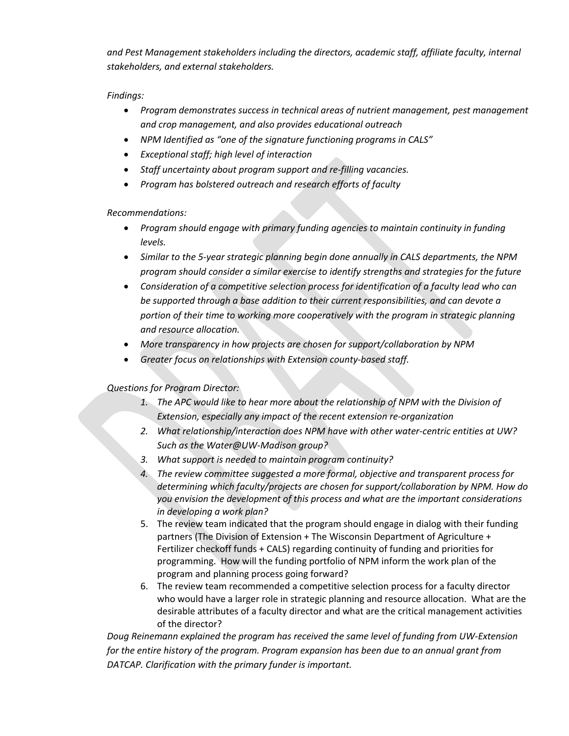*and Pest Management stakeholders including the directors, academic staff, affiliate faculty, internal stakeholders, and external stakeholders.*

*Findings:*

- *Program demonstrates success in technical areas of nutrient management, pest management and crop management, and also provides educational outreach*
- *NPM Identified as "one of the signature functioning programs in CALS"*
- *Exceptional staff; high level of interaction*
- *Staff uncertainty about program support and re-filling vacancies.*
- *Program has bolstered outreach and research efforts of faculty*

*Recommendations:*

- *Program should engage with primary funding agencies to maintain continuity in funding levels.*
- *Similar to the 5-year strategic planning begin done annually in CALS departments, the NPM program should consider a similar exercise to identify strengths and strategies for the future*
- *Consideration of a competitive selection process for identification of a faculty lead who can be supported through a base addition to their current responsibilities, and can devote a portion of their time to working more cooperatively with the program in strategic planning and resource allocation.*
- *More transparency in how projects are chosen for support/collaboration by NPM*
- *Greater focus on relationships with Extension county-based staff.*

*Questions for Program Director:*

1. *The APC would like to hear more about the relationship of NPM with the Division of Extension, especially any impact of the recent extension re-organization*
2. *What relationship/interaction does NPM have with other water-centric entities at UW? Such as the Water@UW-Madison group?*
3. *What support is needed to maintain program continuity?*
4. *The review committee suggested a more formal, objective and transparent process for determining which faculty/projects are chosen for support/collaboration by NPM. How do you envision the development of this process and what are the important considerations in developing a work plan?*
5. The review team indicated that the program should engage in dialog with their funding partners (The Division of Extension + The Wisconsin Department of Agriculture + Fertilizer checkoff funds + CALS) regarding continuity of funding and priorities for programming. How will the funding portfolio of NPM inform the work plan of the program and planning process going forward?
6. The review team recommended a competitive selection process for a faculty director who would have a larger role in strategic planning and resource allocation. What are the desirable attributes of a faculty director and what are the critical management activities of the director?

*Doug Reinemann explained the program has received the same level of funding from UW-Extension for the entire history of the program. Program expansion has been due to an annual grant from DATCAP. Clarification with the primary funder is important.*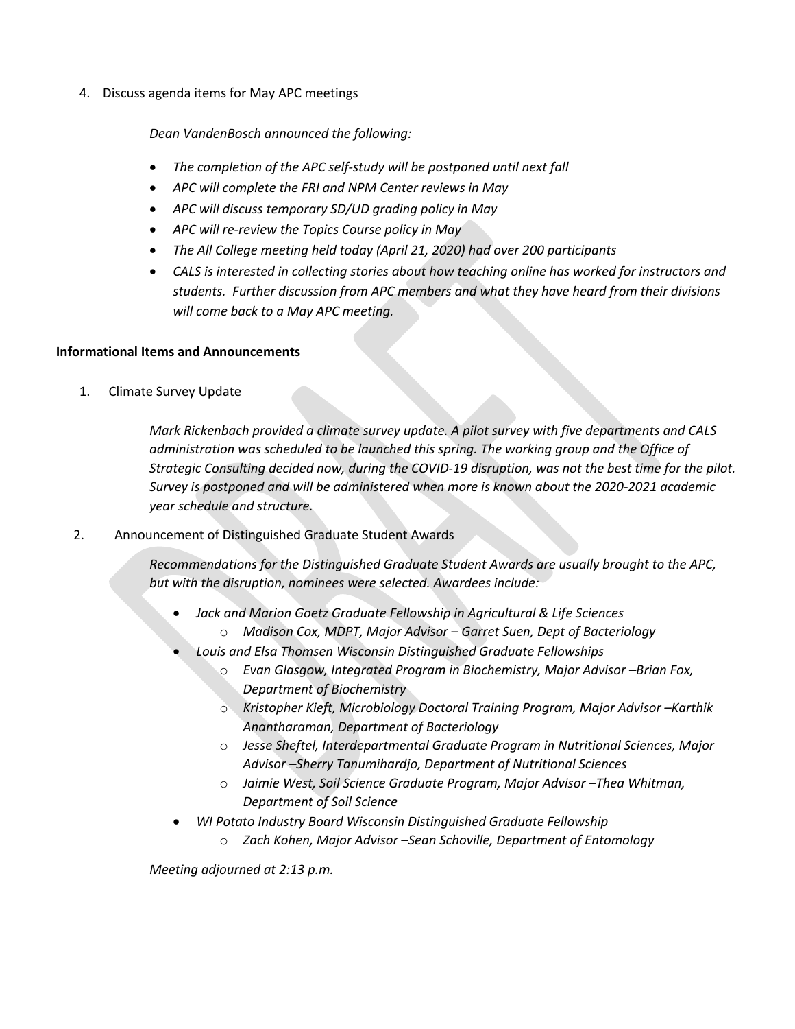4. Discuss agenda items for May APC meetings

   *Dean VandenBosch announced the following:*

   - *The completion of the APC self-study will be postponed until next fall*
   - *APC will complete the FRI and NPM Center reviews in May*
   - *APC will discuss temporary SD/UD grading policy in May*
   - *APC will re-review the Topics Course policy in May*
   - *The All College meeting held today (April 21, 2020) had over 200 participants*
   - *CALS is interested in collecting stories about how teaching online has worked for instructors and students. Further discussion from APC members and what they have heard from their divisions will come back to a May APC meeting.*

**Informational Items and Announcements**

1. Climate Survey Update

   *Mark Rickenbach provided a climate survey update. A pilot survey with five departments and CALS administration was scheduled to be launched this spring. The working group and the Office of Strategic Consulting decided now, during the COVID-19 disruption, was not the best time for the pilot. Survey is postponed and will be administered when more is known about the 2020-2021 academic year schedule and structure.*

2. Announcement of Distinguished Graduate Student Awards

   *Recommendations for the Distinguished Graduate Student Awards are usually brought to the APC, but with the disruption, nominees were selected. Awardees include:*

   - *Jack and Marion Goetz Graduate Fellowship in Agricultural & Life Sciences*
     - *Madison Cox, MDPT, Major Advisor – Garret Suen, Dept of Bacteriology*
   - *Louis and Elsa Thomsen Wisconsin Distinguished Graduate Fellowships*
     - *Evan Glasgow, Integrated Program in Biochemistry, Major Advisor –Brian Fox, Department of Biochemistry*
     - *Kristopher Kieft, Microbiology Doctoral Training Program, Major Advisor –Karthik Anantharaman, Department of Bacteriology*
     - *Jesse Sheftel, Interdepartmental Graduate Program in Nutritional Sciences, Major Advisor –Sherry Tanumihardjo, Department of Nutritional Sciences*
     - *Jaimie West, Soil Science Graduate Program, Major Advisor –Thea Whitman, Department of Soil Science*
   - *WI Potato Industry Board Wisconsin Distinguished Graduate Fellowship*
     - *Zach Kohen, Major Advisor –Sean Schoville, Department of Entomology*

   *Meeting adjourned at 2:13 p.m.*